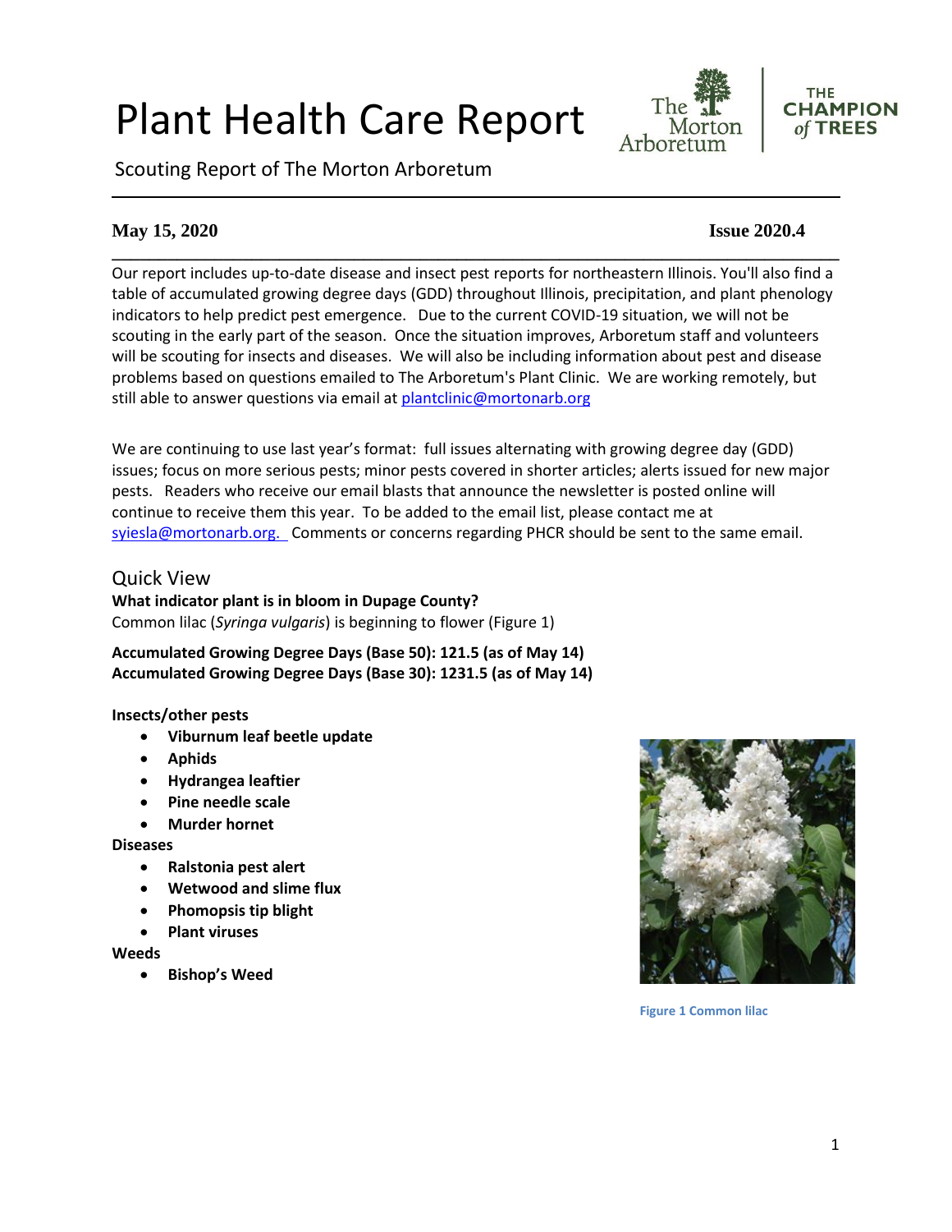# Plant Health Care Report

Scouting Report of The Morton Arboretum

**May 15, 2020** **Issue 2020.4**

Our report includes up-to-date disease and insect pest reports for northeastern Illinois. You'll also find a table of accumulated growing degree days (GDD) throughout Illinois, precipitation, and plant phenology indicators to help predict pest emergence. Due to the current COVID-19 situation, we will not be scouting in the early part of the season. Once the situation improves, Arboretum staff and volunteers will be scouting for insects and diseases. We will also be including information about pest and disease problems based on questions emailed to The Arboretum's Plant Clinic. We are working remotely, but still able to answer questions via email at plantclinic@mortonarb.org

We are continuing to use last year's format: full issues alternating with growing degree day (GDD) issues; focus on more serious pests; minor pests covered in shorter articles; alerts issued for new major pests. Readers who receive our email blasts that announce the newsletter is posted online will continue to receive them this year. To be added to the email list, please contact me at syiesla@mortonarb.org. Comments or concerns regarding PHCR should be sent to the same email.

## Quick View

**What indicator plant is in bloom in Dupage County?**
Common lilac (*Syringa vulgaris*) is beginning to flower (Figure 1)

**Accumulated Growing Degree Days (Base 50): 121.5 (as of May 14)**
**Accumulated Growing Degree Days (Base 30): 1231.5 (as of May 14)**

**Insects/other pests**

- **Viburnum leaf beetle update**
- **Aphids**
- **Hydrangea leaftier**
- **Pine needle scale**
- **Murder hornet**

**Diseases**

- **Ralstonia pest alert**
- **Wetwood and slime flux**
- **Phomopsis tip blight**
- **Plant viruses**

**Weeds**

- **Bishop's Weed**

Figure 1 Common lilac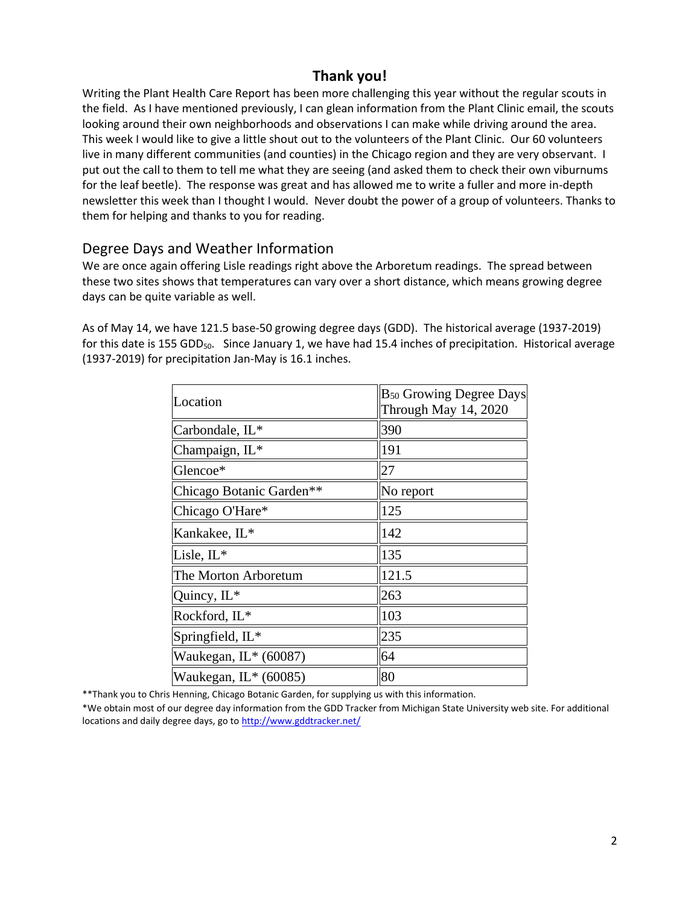## Thank you!

Writing the Plant Health Care Report has been more challenging this year without the regular scouts in the field. As I have mentioned previously, I can glean information from the Plant Clinic email, the scouts looking around their own neighborhoods and observations I can make while driving around the area. This week I would like to give a little shout out to the volunteers of the Plant Clinic. Our 60 volunteers live in many different communities (and counties) in the Chicago region and they are very observant. I put out the call to them to tell me what they are seeing (and asked them to check their own viburnums for the leaf beetle). The response was great and has allowed me to write a fuller and more in-depth newsletter this week than I thought I would. Never doubt the power of a group of volunteers. Thanks to them for helping and thanks to you for reading.

## Degree Days and Weather Information

We are once again offering Lisle readings right above the Arboretum readings. The spread between these two sites shows that temperatures can vary over a short distance, which means growing degree days can be quite variable as well.

As of May 14, we have 121.5 base-50 growing degree days (GDD). The historical average (1937-2019) for this date is 155 $GDD_{50}$. Since January 1, we have had 15.4 inches of precipitation. Historical average (1937-2019) for precipitation Jan-May is 16.1 inches.

| Location | $B_{50}$ Growing Degree Days Through May 14, 2020 |
|---|---|
| Carbondale, IL* | 390 |
| Champaign, IL* | 191 |
| Glencoe* | 27 |
| Chicago Botanic Garden** | No report |
| Chicago O'Hare* | 125 |
| Kankakee, IL* | 142 |
| Lisle, IL* | 135 |
| The Morton Arboretum | 121.5 |
| Quincy, IL* | 263 |
| Rockford, IL* | 103 |
| Springfield, IL* | 235 |
| Waukegan, IL* (60087) | 64 |
| Waukegan, IL* (60085) | 80 |

**Thank you to Chris Henning, Chicago Botanic Garden, for supplying us with this information.

*We obtain most of our degree day information from the GDD Tracker from Michigan State University web site. For additional locations and daily degree days, go to http://www.gddtracker.net/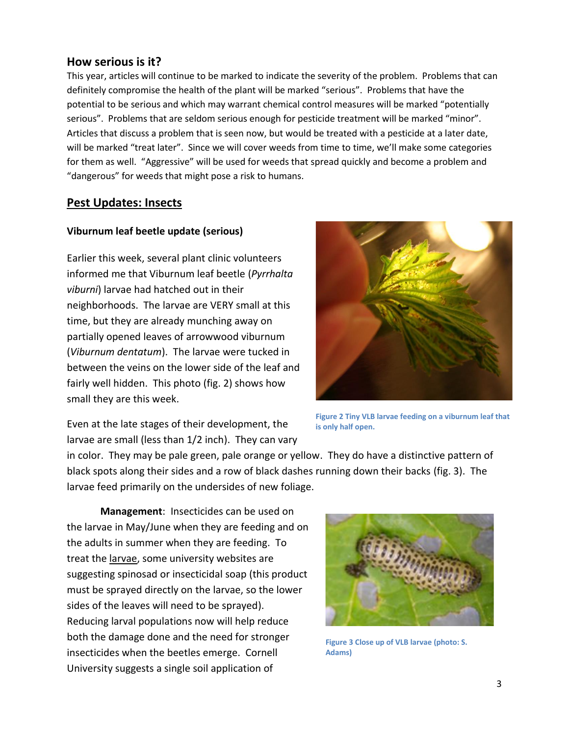## How serious is it?

This year, articles will continue to be marked to indicate the severity of the problem. Problems that can definitely compromise the health of the plant will be marked "serious". Problems that have the potential to be serious and which may warrant chemical control measures will be marked "potentially serious". Problems that are seldom serious enough for pesticide treatment will be marked "minor". Articles that discuss a problem that is seen now, but would be treated with a pesticide at a later date, will be marked "treat later". Since we will cover weeds from time to time, we'll make some categories for them as well. "Aggressive" will be used for weeds that spread quickly and become a problem and "dangerous" for weeds that might pose a risk to humans.

## Pest Updates: Insects

### Viburnum leaf beetle update (serious)

Earlier this week, several plant clinic volunteers informed me that Viburnum leaf beetle (*Pyrrhalta viburni*) larvae had hatched out in their neighborhoods. The larvae are VERY small at this time, but they are already munching away on partially opened leaves of arrowwood viburnum (*Viburnum dentatum*). The larvae were tucked in between the veins on the lower side of the leaf and fairly well hidden. This photo (fig. 2) shows how small they are this week.

**Figure 2 Tiny VLB larvae feeding on a viburnum leaf that is only half open.**

Even at the late stages of their development, the larvae are small (less than 1/2 inch). They can vary in color. They may be pale green, pale orange or yellow. They do have a distinctive pattern of black spots along their sides and a row of black dashes running down their backs (fig. 3). The larvae feed primarily on the undersides of new foliage.

**Management**: Insecticides can be used on the larvae in May/June when they are feeding and on the adults in summer when they are feeding. To treat the larvae, some university websites are suggesting spinosad or insecticidal soap (this product must be sprayed directly on the larvae, so the lower sides of the leaves will need to be sprayed). Reducing larval populations now will help reduce both the damage done and the need for stronger insecticides when the beetles emerge. Cornell University suggests a single soil application of

**Figure 3 Close up of VLB larvae (photo: S. Adams)**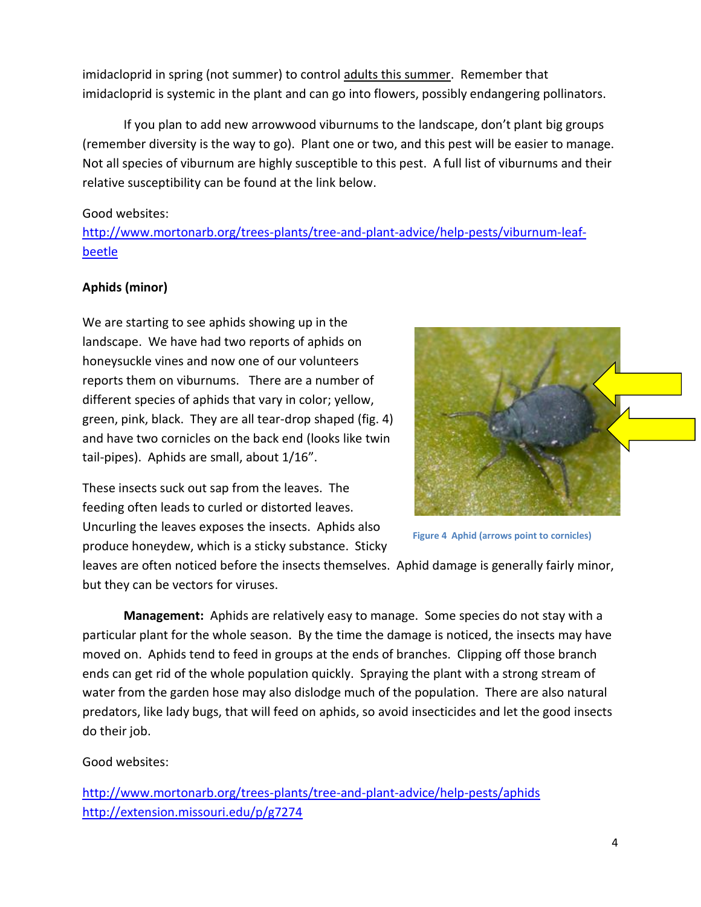imidacloprid in spring (not summer) to control adults this summer. Remember that imidacloprid is systemic in the plant and can go into flowers, possibly endangering pollinators.

If you plan to add new arrowwood viburnums to the landscape, don't plant big groups (remember diversity is the way to go). Plant one or two, and this pest will be easier to manage. Not all species of viburnum are highly susceptible to this pest. A full list of viburnums and their relative susceptibility can be found at the link below.

Good websites:
http://www.mortonarb.org/trees-plants/tree-and-plant-advice/help-pests/viburnum-leaf-beetle

**Aphids (minor)**

We are starting to see aphids showing up in the landscape. We have had two reports of aphids on honeysuckle vines and now one of our volunteers reports them on viburnums. There are a number of different species of aphids that vary in color; yellow, green, pink, black. They are all tear-drop shaped (fig. 4) and have two cornicles on the back end (looks like twin tail-pipes). Aphids are small, about 1/16".

Figure 4 Aphid (arrows point to cornicles)

These insects suck out sap from the leaves. The feeding often leads to curled or distorted leaves. Uncurling the leaves exposes the insects. Aphids also produce honeydew, which is a sticky substance. Sticky leaves are often noticed before the insects themselves. Aphid damage is generally fairly minor, but they can be vectors for viruses.

**Management:** Aphids are relatively easy to manage. Some species do not stay with a particular plant for the whole season. By the time the damage is noticed, the insects may have moved on. Aphids tend to feed in groups at the ends of branches. Clipping off those branch ends can get rid of the whole population quickly. Spraying the plant with a strong stream of water from the garden hose may also dislodge much of the population. There are also natural predators, like lady bugs, that will feed on aphids, so avoid insecticides and let the good insects do their job.

Good websites:

http://www.mortonarb.org/trees-plants/tree-and-plant-advice/help-pests/aphids
http://extension.missouri.edu/p/g7274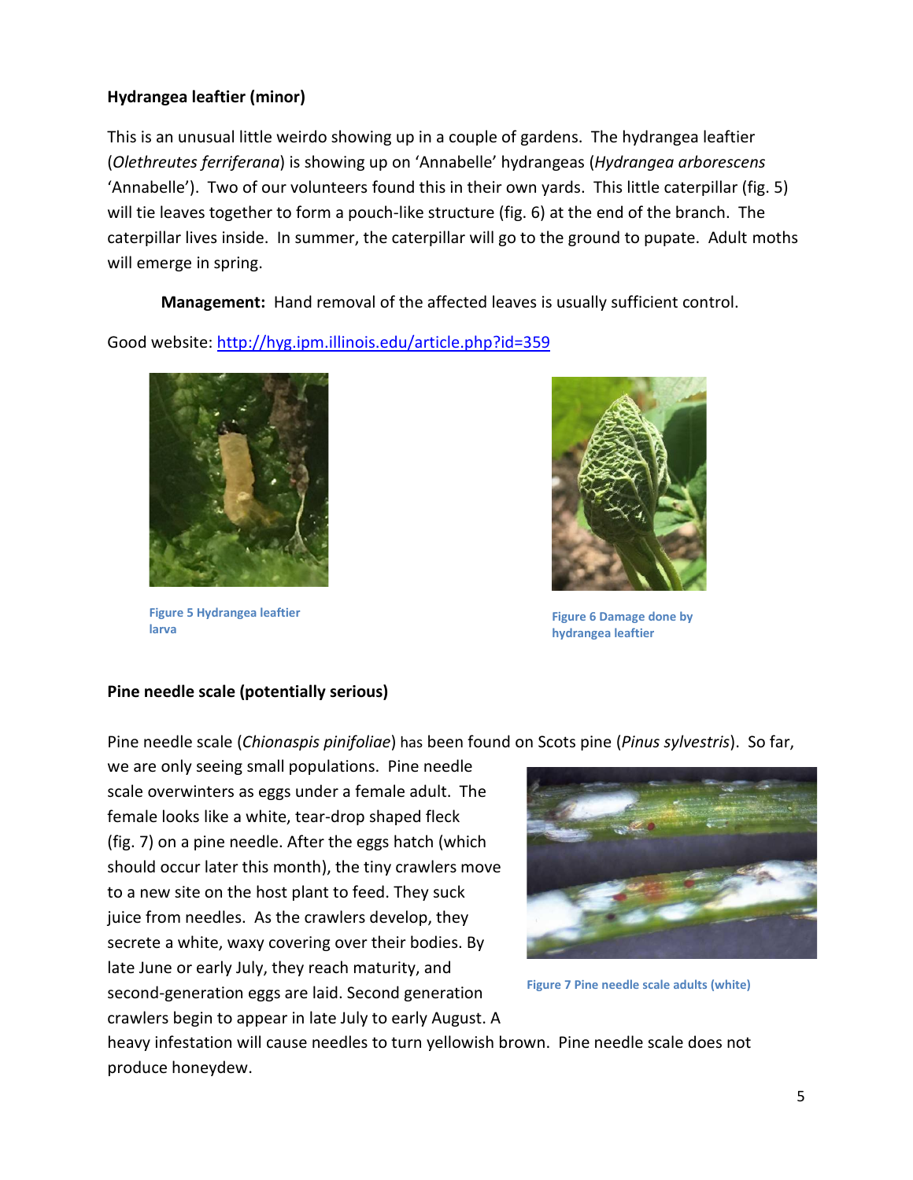**Hydrangea leaftier (minor)**

This is an unusual little weirdo showing up in a couple of gardens. The hydrangea leaftier (*Olethreutes ferriferana*) is showing up on 'Annabelle' hydrangeas (*Hydrangea arborescens* 'Annabelle'). Two of our volunteers found this in their own yards. This little caterpillar (fig. 5) will tie leaves together to form a pouch-like structure (fig. 6) at the end of the branch. The caterpillar lives inside. In summer, the caterpillar will go to the ground to pupate. Adult moths will emerge in spring.

**Management:** Hand removal of the affected leaves is usually sufficient control.

Good website: [http://hyg.ipm.illinois.edu/article.php?id=359](http://hyg.ipm.illinois.edu/article.php?id=359)

Figure 5 Hydrangea leaftier larva

Figure 6 Damage done by hydrangea leaftier

**Pine needle scale (potentially serious)**

Pine needle scale (*Chionaspis pinifoliae*) has been found on Scots pine (*Pinus sylvestris*). So far, we are only seeing small populations. Pine needle scale overwinters as eggs under a female adult. The female looks like a white, tear-drop shaped fleck (fig. 7) on a pine needle. After the eggs hatch (which should occur later this month), the tiny crawlers move to a new site on the host plant to feed. They suck juice from needles. As the crawlers develop, they secrete a white, waxy covering over their bodies. By late June or early July, they reach maturity, and second-generation eggs are laid. Second generation crawlers begin to appear in late July to early August. A heavy infestation will cause needles to turn yellowish brown. Pine needle scale does not produce honeydew.

Figure 7 Pine needle scale adults (white)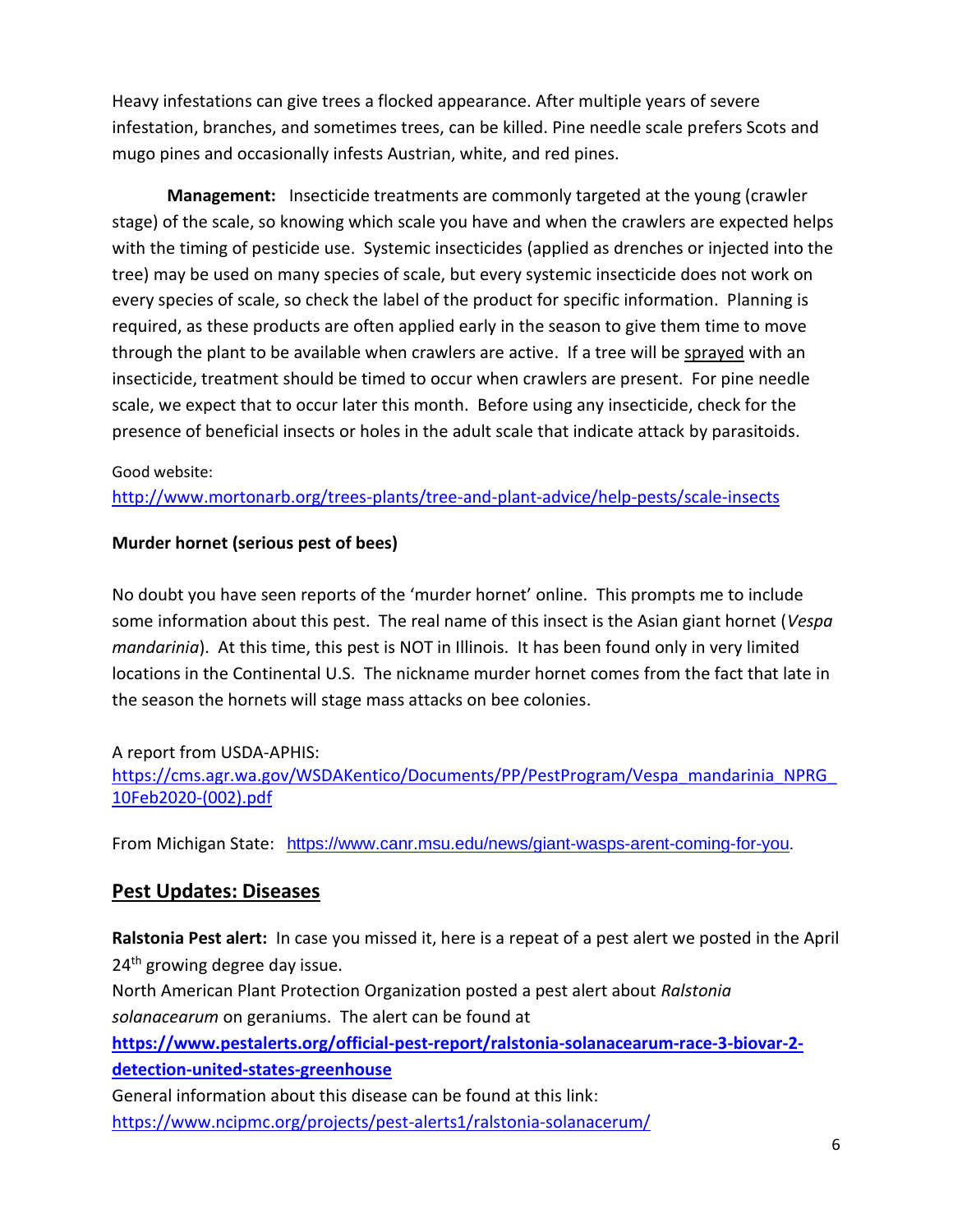Heavy infestations can give trees a flocked appearance. After multiple years of severe infestation, branches, and sometimes trees, can be killed. Pine needle scale prefers Scots and mugo pines and occasionally infests Austrian, white, and red pines.

**Management:** Insecticide treatments are commonly targeted at the young (crawler stage) of the scale, so knowing which scale you have and when the crawlers are expected helps with the timing of pesticide use. Systemic insecticides (applied as drenches or injected into the tree) may be used on many species of scale, but every systemic insecticide does not work on every species of scale, so check the label of the product for specific information. Planning is required, as these products are often applied early in the season to give them time to move through the plant to be available when crawlers are active. If a tree will be <u>sprayed</u> with an insecticide, treatment should be timed to occur when crawlers are present. For pine needle scale, we expect that to occur later this month. Before using any insecticide, check for the presence of beneficial insects or holes in the adult scale that indicate attack by parasitoids.

Good website:
http://www.mortonarb.org/trees-plants/tree-and-plant-advice/help-pests/scale-insects

**Murder hornet (serious pest of bees)**

No doubt you have seen reports of the 'murder hornet' online. This prompts me to include some information about this pest. The real name of this insect is the Asian giant hornet (*Vespa mandarinia*). At this time, this pest is NOT in Illinois. It has been found only in very limited locations in the Continental U.S. The nickname murder hornet comes from the fact that late in the season the hornets will stage mass attacks on bee colonies.

A report from USDA-APHIS:
https://cms.agr.wa.gov/WSDAKentico/Documents/PP/PestProgram/Vespa_mandarinia_NPRG_10Feb2020-(002).pdf

From Michigan State: https://www.canr.msu.edu/news/giant-wasps-arent-coming-for-you.

## <u>Pest Updates: Diseases</u>

**Ralstonia Pest alert:** In case you missed it, here is a repeat of a pest alert we posted in the April 24th growing degree day issue.
North American Plant Protection Organization posted a pest alert about *Ralstonia solanacearum* on geraniums. The alert can be found at
**https://www.pestalerts.org/official-pest-report/ralstonia-solanacearum-race-3-biovar-2-detection-united-states-greenhouse**
General information about this disease can be found at this link:
https://www.ncipmc.org/projects/pest-alerts1/ralstonia-solanacerum/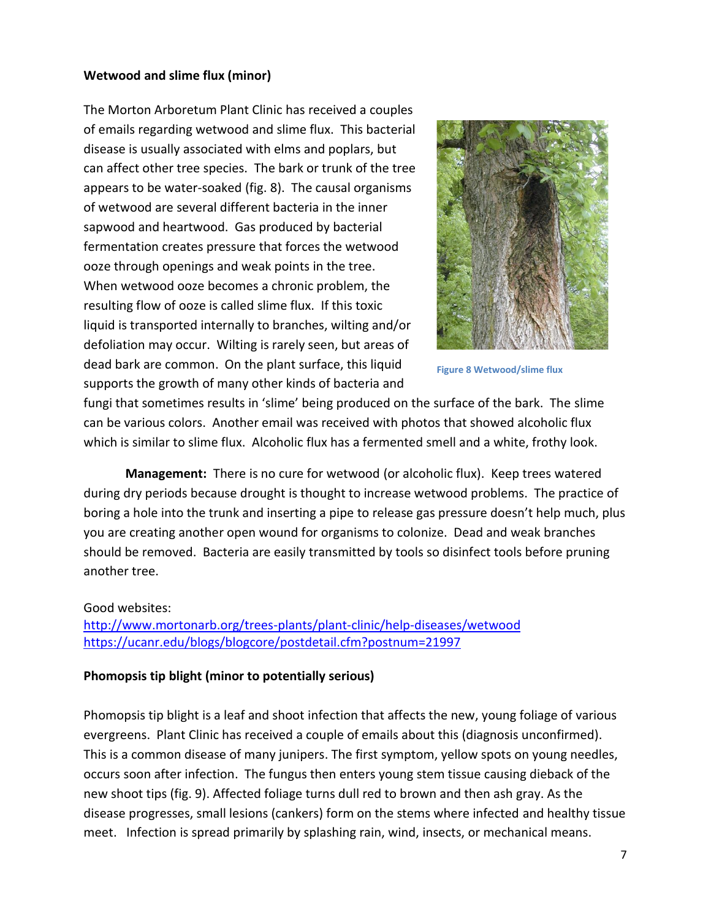**Wetwood and slime flux (minor)**

The Morton Arboretum Plant Clinic has received a couples of emails regarding wetwood and slime flux. This bacterial disease is usually associated with elms and poplars, but can affect other tree species. The bark or trunk of the tree appears to be water-soaked (fig. 8). The causal organisms of wetwood are several different bacteria in the inner sapwood and heartwood. Gas produced by bacterial fermentation creates pressure that forces the wetwood ooze through openings and weak points in the tree. When wetwood ooze becomes a chronic problem, the resulting flow of ooze is called slime flux. If this toxic liquid is transported internally to branches, wilting and/or defoliation may occur. Wilting is rarely seen, but areas of dead bark are common. On the plant surface, this liquid supports the growth of many other kinds of bacteria and fungi that sometimes results in 'slime' being produced on the surface of the bark. The slime can be various colors. Another email was received with photos that showed alcoholic flux which is similar to slime flux. Alcoholic flux has a fermented smell and a white, frothy look.

Figure 8 Wetwood/slime flux

**Management:** There is no cure for wetwood (or alcoholic flux). Keep trees watered during dry periods because drought is thought to increase wetwood problems. The practice of boring a hole into the trunk and inserting a pipe to release gas pressure doesn't help much, plus you are creating another open wound for organisms to colonize. Dead and weak branches should be removed. Bacteria are easily transmitted by tools so disinfect tools before pruning another tree.

Good websites:
http://www.mortonarb.org/trees-plants/plant-clinic/help-diseases/wetwood
https://ucanr.edu/blogs/blogcore/postdetail.cfm?postnum=21997

**Phomopsis tip blight (minor to potentially serious)**

Phomopsis tip blight is a leaf and shoot infection that affects the new, young foliage of various evergreens. Plant Clinic has received a couple of emails about this (diagnosis unconfirmed). This is a common disease of many junipers. The first symptom, yellow spots on young needles, occurs soon after infection. The fungus then enters young stem tissue causing dieback of the new shoot tips (fig. 9). Affected foliage turns dull red to brown and then ash gray. As the disease progresses, small lesions (cankers) form on the stems where infected and healthy tissue meet. Infection is spread primarily by splashing rain, wind, insects, or mechanical means.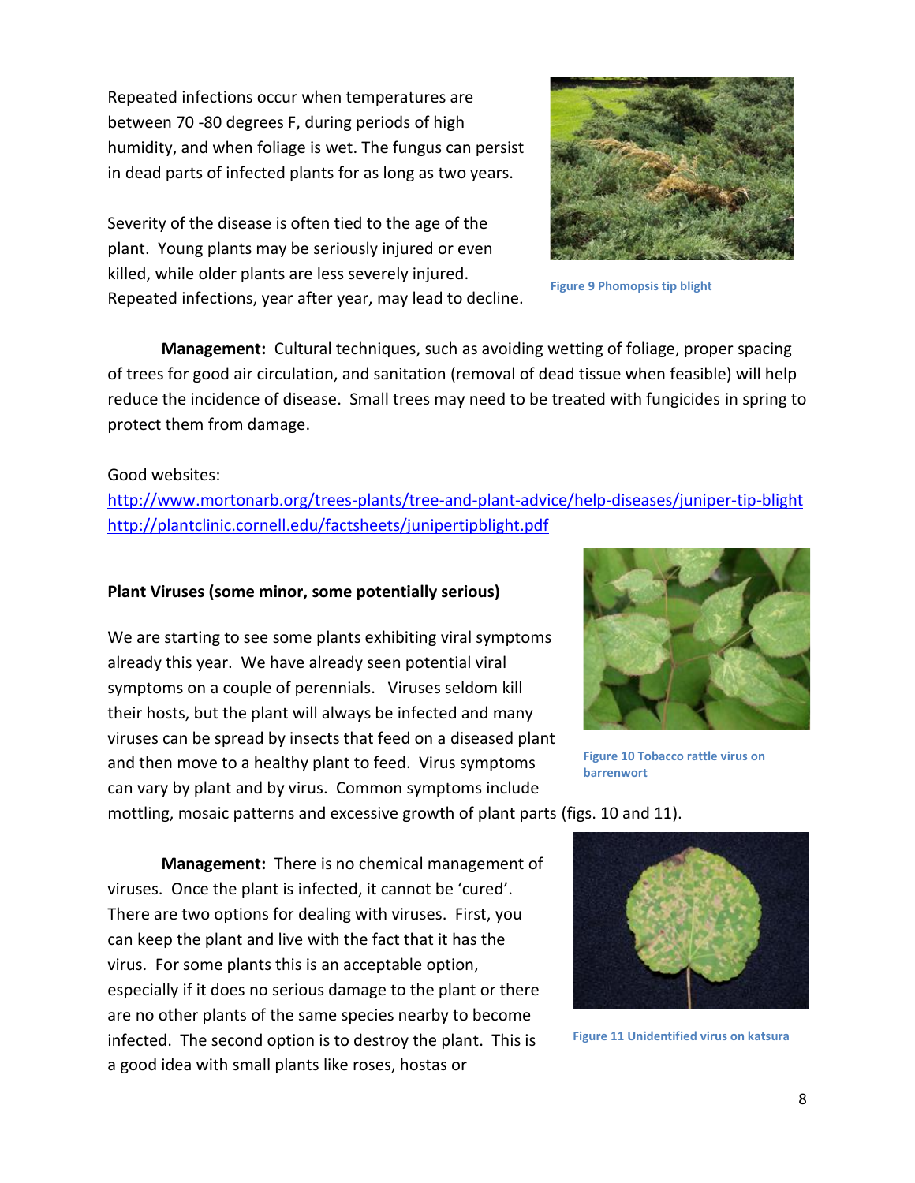Repeated infections occur when temperatures are between 70 -80 degrees F, during periods of high humidity, and when foliage is wet. The fungus can persist in dead parts of infected plants for as long as two years.

Severity of the disease is often tied to the age of the plant. Young plants may be seriously injured or even killed, while older plants are less severely injured. Repeated infections, year after year, may lead to decline.

Figure 9 Phomopsis tip blight

**Management:** Cultural techniques, such as avoiding wetting of foliage, proper spacing of trees for good air circulation, and sanitation (removal of dead tissue when feasible) will help reduce the incidence of disease. Small trees may need to be treated with fungicides in spring to protect them from damage.

Good websites:
http://www.mortonarb.org/trees-plants/tree-and-plant-advice/help-diseases/juniper-tip-blight
http://plantclinic.cornell.edu/factsheets/junipertipblight.pdf

**Plant Viruses (some minor, some potentially serious)**

We are starting to see some plants exhibiting viral symptoms already this year. We have already seen potential viral symptoms on a couple of perennials. Viruses seldom kill their hosts, but the plant will always be infected and many viruses can be spread by insects that feed on a diseased plant and then move to a healthy plant to feed. Virus symptoms can vary by plant and by virus. Common symptoms include mottling, mosaic patterns and excessive growth of plant parts (figs. 10 and 11).

Figure 10 Tobacco rattle virus on barrenwort

**Management:** There is no chemical management of viruses. Once the plant is infected, it cannot be 'cured'. There are two options for dealing with viruses. First, you can keep the plant and live with the fact that it has the virus. For some plants this is an acceptable option, especially if it does no serious damage to the plant or there are no other plants of the same species nearby to become infected. The second option is to destroy the plant. This is a good idea with small plants like roses, hostas or

Figure 11 Unidentified virus on katsura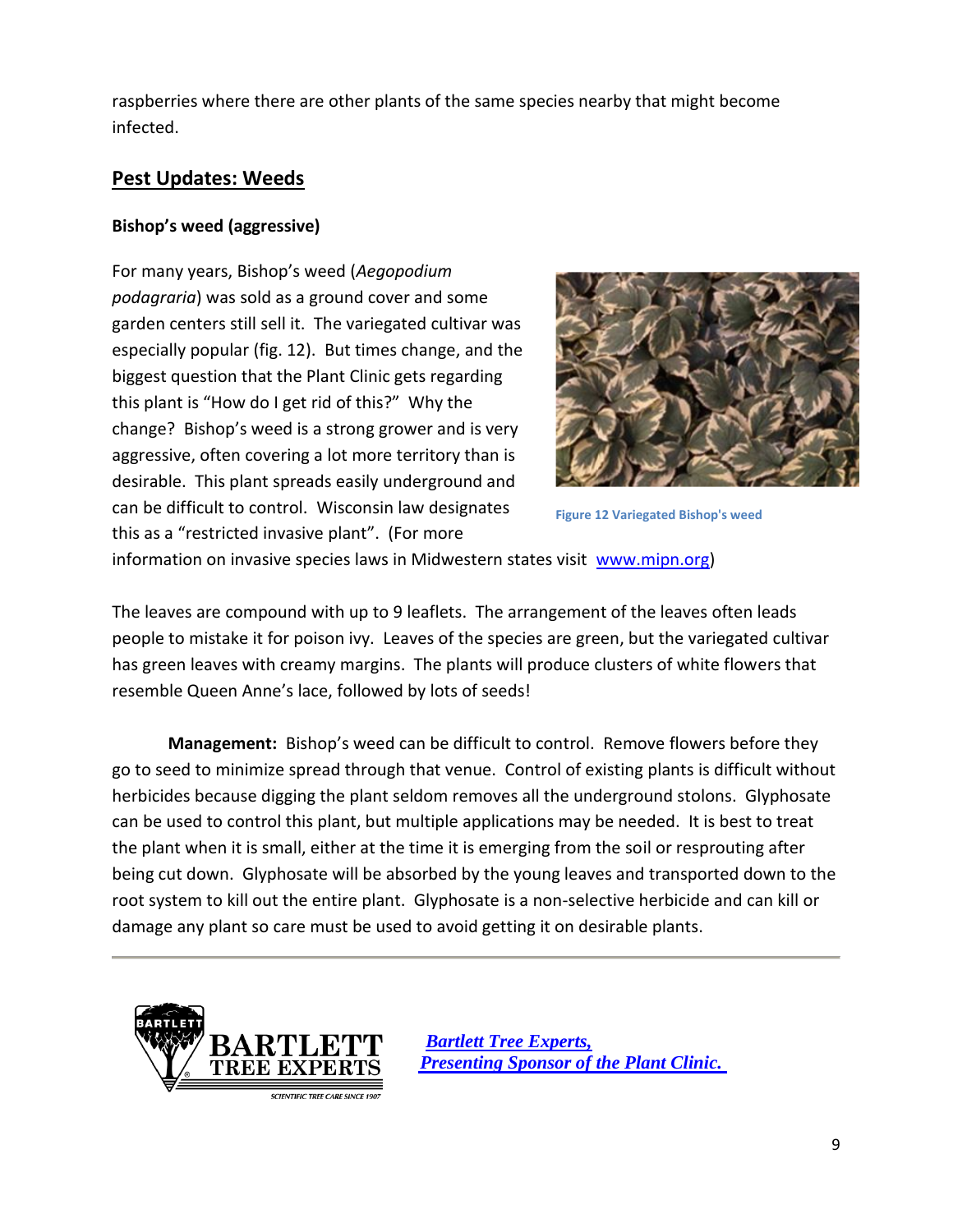raspberries where there are other plants of the same species nearby that might become infected.

## Pest Updates: Weeds

### Bishop's weed (aggressive)

For many years, Bishop's weed (*Aegopodium podagraria*) was sold as a ground cover and some garden centers still sell it. The variegated cultivar was especially popular (fig. 12). But times change, and the biggest question that the Plant Clinic gets regarding this plant is "How do I get rid of this?" Why the change? Bishop's weed is a strong grower and is very aggressive, often covering a lot more territory than is desirable. This plant spreads easily underground and can be difficult to control. Wisconsin law designates this as a "restricted invasive plant". (For more information on invasive species laws in Midwestern states visit [www.mipn.org](http://www.mipn.org))

Figure 12 Variegated Bishop's weed

The leaves are compound with up to 9 leaflets. The arrangement of the leaves often leads people to mistake it for poison ivy. Leaves of the species are green, but the variegated cultivar has green leaves with creamy margins. The plants will produce clusters of white flowers that resemble Queen Anne's lace, followed by lots of seeds!

**Management:** Bishop's weed can be difficult to control. Remove flowers before they go to seed to minimize spread through that venue. Control of existing plants is difficult without herbicides because digging the plant seldom removes all the underground stolons. Glyphosate can be used to control this plant, but multiple applications may be needed. It is best to treat the plant when it is small, either at the time it is emerging from the soil or resprouting after being cut down. Glyphosate will be absorbed by the young leaves and transported down to the root system to kill out the entire plant. Glyphosate is a non-selective herbicide and can kill or damage any plant so care must be used to avoid getting it on desirable plants.

---

BARTLETT TREE EXPERTS
SCIENTIFIC TREE CARE SINCE 1907

***Bartlett Tree Experts, Presenting Sponsor of the Plant Clinic.***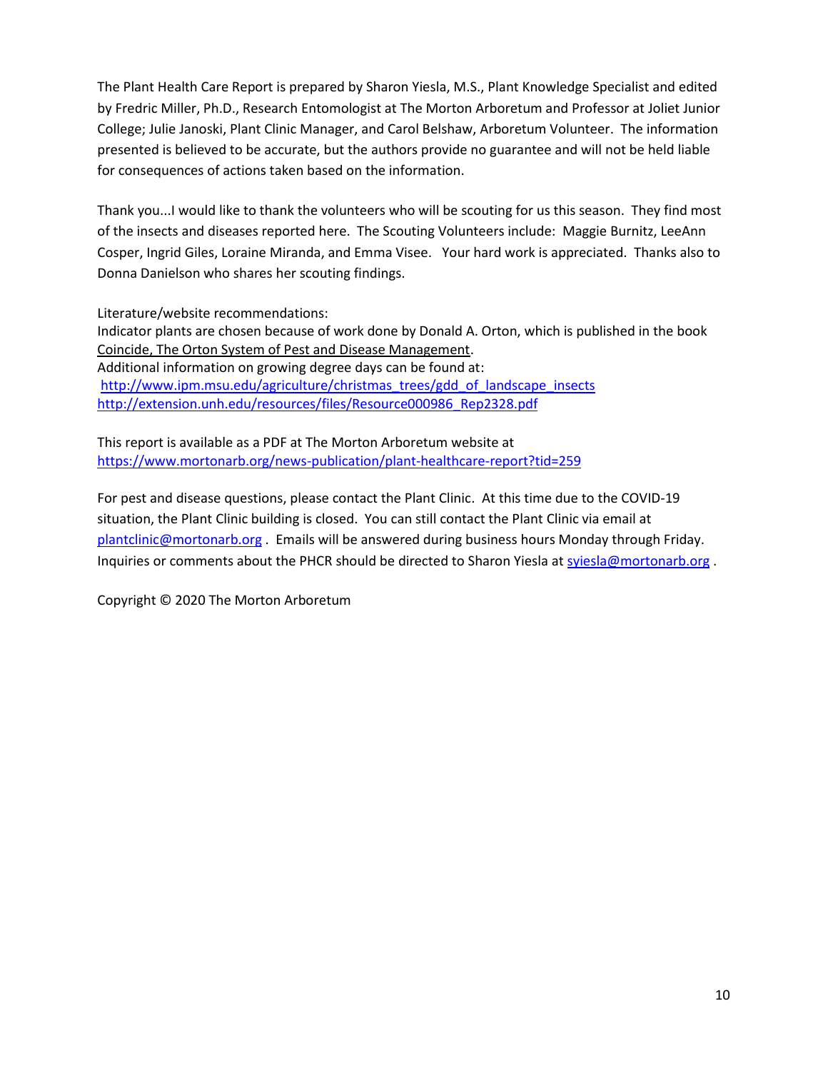The Plant Health Care Report is prepared by Sharon Yiesla, M.S., Plant Knowledge Specialist and edited by Fredric Miller, Ph.D., Research Entomologist at The Morton Arboretum and Professor at Joliet Junior College; Julie Janoski, Plant Clinic Manager, and Carol Belshaw, Arboretum Volunteer. The information presented is believed to be accurate, but the authors provide no guarantee and will not be held liable for consequences of actions taken based on the information.

Thank you...I would like to thank the volunteers who will be scouting for us this season. They find most of the insects and diseases reported here. The Scouting Volunteers include: Maggie Burnitz, LeeAnn Cosper, Ingrid Giles, Loraine Miranda, and Emma Visee. Your hard work is appreciated. Thanks also to Donna Danielson who shares her scouting findings.

Literature/website recommendations:
Indicator plants are chosen because of work done by Donald A. Orton, which is published in the book Coincide, The Orton System of Pest and Disease Management.
Additional information on growing degree days can be found at:
http://www.ipm.msu.edu/agriculture/christmas_trees/gdd_of_landscape_insects
http://extension.unh.edu/resources/files/Resource000986_Rep2328.pdf

This report is available as a PDF at The Morton Arboretum website at
https://www.mortonarb.org/news-publication/plant-healthcare-report?tid=259

For pest and disease questions, please contact the Plant Clinic. At this time due to the COVID-19 situation, the Plant Clinic building is closed. You can still contact the Plant Clinic via email at plantclinic@mortonarb.org . Emails will be answered during business hours Monday through Friday. Inquiries or comments about the PHCR should be directed to Sharon Yiesla at syiesla@mortonarb.org .

Copyright © 2020 The Morton Arboretum